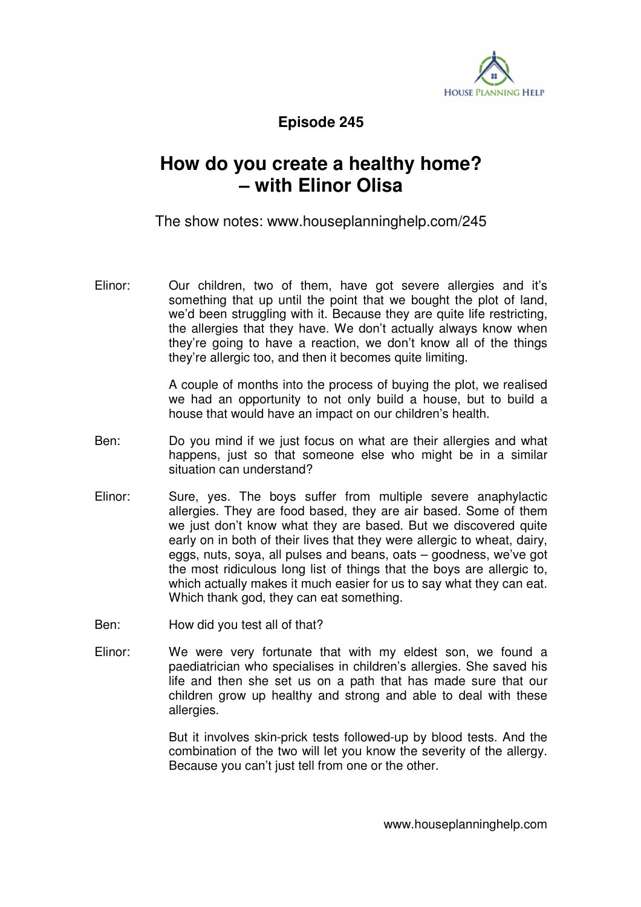**Episode 245**

# How do you create a healthy home? – with Elinor Olisa

The show notes: www.houseplanninghelp.com/245

Elinor: Our children, two of them, have got severe allergies and it's something that up until the point that we bought the plot of land, we'd been struggling with it. Because they are quite life restricting, the allergies that they have. We don't actually always know when they're going to have a reaction, we don't know all of the things they're allergic too, and then it becomes quite limiting.

A couple of months into the process of buying the plot, we realised we had an opportunity to not only build a house, but to build a house that would have an impact on our children's health.

Ben: Do you mind if we just focus on what are their allergies and what happens, just so that someone else who might be in a similar situation can understand?

Elinor: Sure, yes. The boys suffer from multiple severe anaphylactic allergies. They are food based, they are air based. Some of them we just don't know what they are based. But we discovered quite early on in both of their lives that they were allergic to wheat, dairy, eggs, nuts, soya, all pulses and beans, oats – goodness, we've got the most ridiculous long list of things that the boys are allergic to, which actually makes it much easier for us to say what they can eat. Which thank god, they can eat something.

Ben: How did you test all of that?

Elinor: We were very fortunate that with my eldest son, we found a paediatrician who specialises in children's allergies. She saved his life and then she set us on a path that has made sure that our children grow up healthy and strong and able to deal with these allergies.

But it involves skin-prick tests followed-up by blood tests. And the combination of the two will let you know the severity of the allergy. Because you can't just tell from one or the other.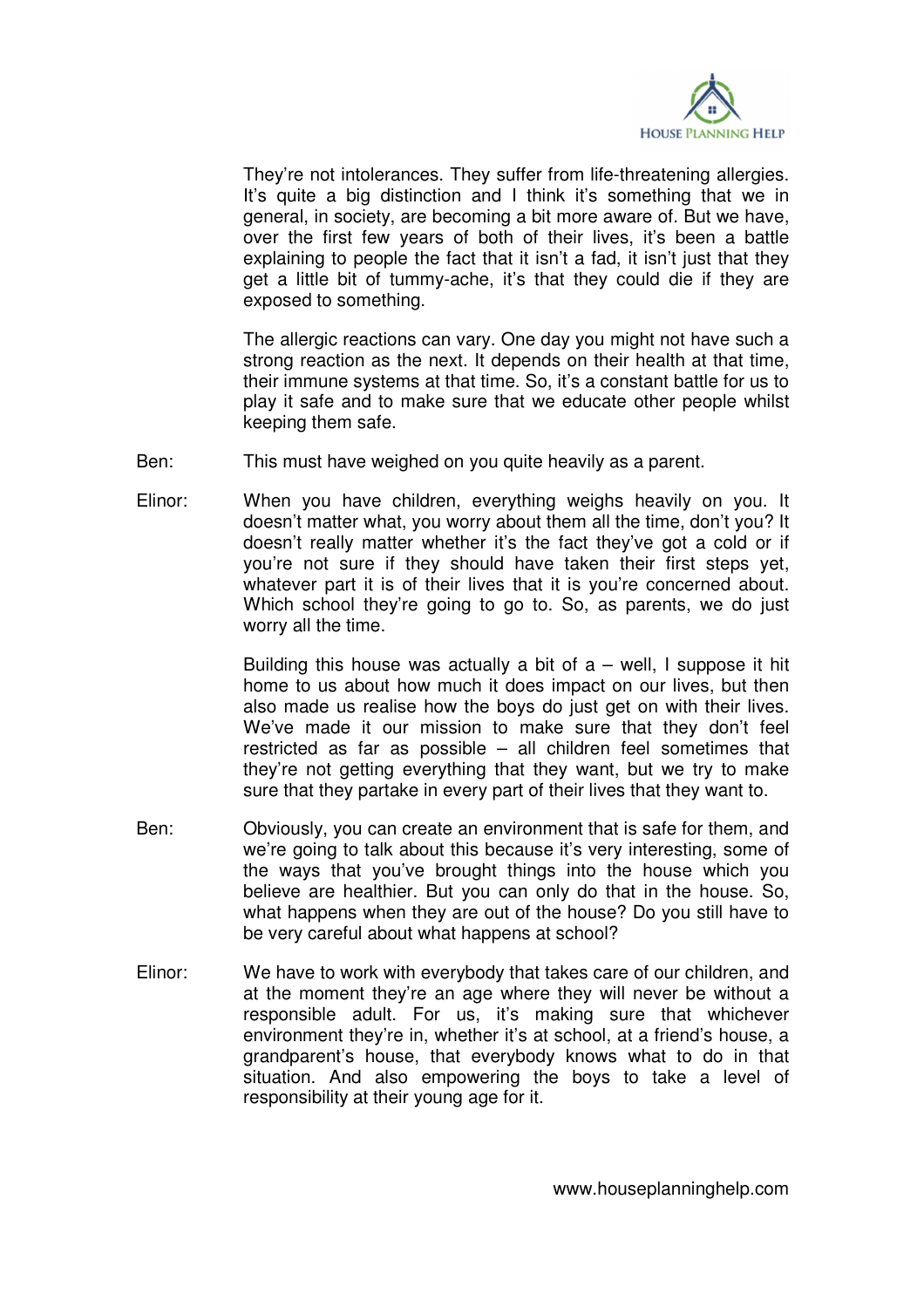They're not intolerances. They suffer from life-threatening allergies. It's quite a big distinction and I think it's something that we in general, in society, are becoming a bit more aware of. But we have, over the first few years of both of their lives, it's been a battle explaining to people the fact that it isn't a fad, it isn't just that they get a little bit of tummy-ache, it's that they could die if they are exposed to something.

The allergic reactions can vary. One day you might not have such a strong reaction as the next. It depends on their health at that time, their immune systems at that time. So, it's a constant battle for us to play it safe and to make sure that we educate other people whilst keeping them safe.

Ben: This must have weighed on you quite heavily as a parent.

Elinor: When you have children, everything weighs heavily on you. It doesn't matter what, you worry about them all the time, don't you? It doesn't really matter whether it's the fact they've got a cold or if you're not sure if they should have taken their first steps yet, whatever part it is of their lives that it is you're concerned about. Which school they're going to go to. So, as parents, we do just worry all the time.

Building this house was actually a bit of a – well, I suppose it hit home to us about how much it does impact on our lives, but then also made us realise how the boys do just get on with their lives. We've made it our mission to make sure that they don't feel restricted as far as possible – all children feel sometimes that they're not getting everything that they want, but we try to make sure that they partake in every part of their lives that they want to.

Ben: Obviously, you can create an environment that is safe for them, and we're going to talk about this because it's very interesting, some of the ways that you've brought things into the house which you believe are healthier. But you can only do that in the house. So, what happens when they are out of the house? Do you still have to be very careful about what happens at school?

Elinor: We have to work with everybody that takes care of our children, and at the moment they're an age where they will never be without a responsible adult. For us, it's making sure that whichever environment they're in, whether it's at school, at a friend's house, a grandparent's house, that everybody knows what to do in that situation. And also empowering the boys to take a level of responsibility at their young age for it.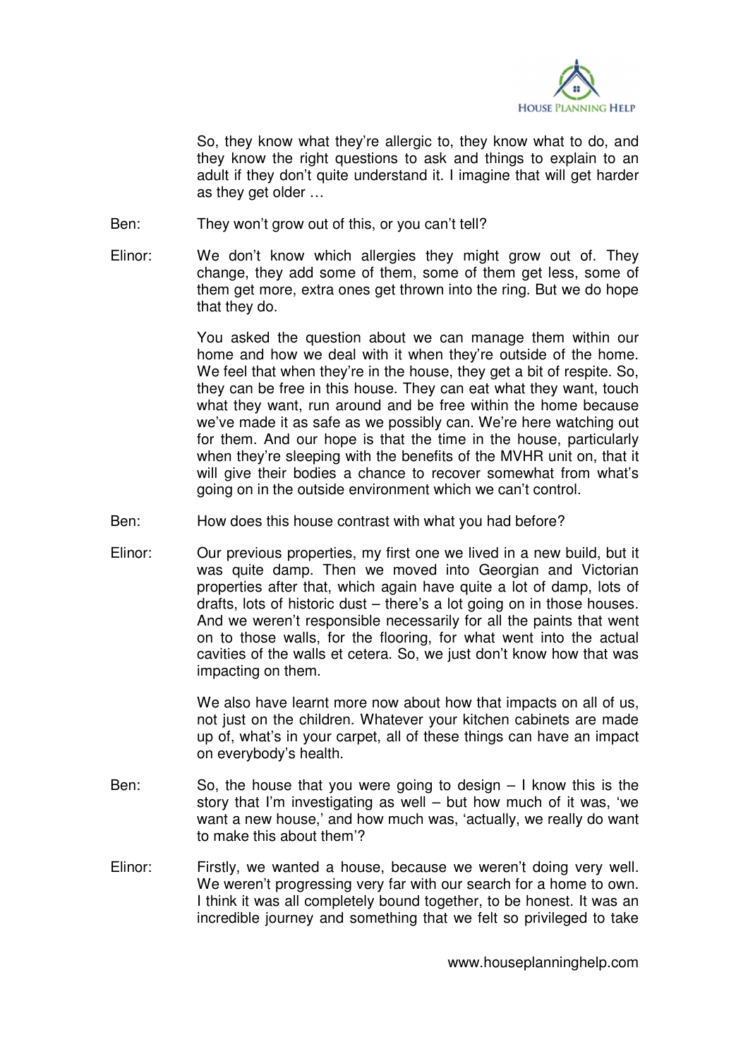So, they know what they're allergic to, they know what to do, and they know the right questions to ask and things to explain to an adult if they don't quite understand it. I imagine that will get harder as they get older …

Ben: They won't grow out of this, or you can't tell?

Elinor: We don't know which allergies they might grow out of. They change, they add some of them, some of them get less, some of them get more, extra ones get thrown into the ring. But we do hope that they do.

You asked the question about we can manage them within our home and how we deal with it when they're outside of the home. We feel that when they're in the house, they get a bit of respite. So, they can be free in this house. They can eat what they want, touch what they want, run around and be free within the home because we've made it as safe as we possibly can. We're here watching out for them. And our hope is that the time in the house, particularly when they're sleeping with the benefits of the MVHR unit on, that it will give their bodies a chance to recover somewhat from what's going on in the outside environment which we can't control.

Ben: How does this house contrast with what you had before?

Elinor: Our previous properties, my first one we lived in a new build, but it was quite damp. Then we moved into Georgian and Victorian properties after that, which again have quite a lot of damp, lots of drafts, lots of historic dust – there's a lot going on in those houses. And we weren't responsible necessarily for all the paints that went on to those walls, for the flooring, for what went into the actual cavities of the walls et cetera. So, we just don't know how that was impacting on them.

We also have learnt more now about how that impacts on all of us, not just on the children. Whatever your kitchen cabinets are made up of, what's in your carpet, all of these things can have an impact on everybody's health.

Ben: So, the house that you were going to design – I know this is the story that I'm investigating as well – but how much of it was, 'we want a new house,' and how much was, 'actually, we really do want to make this about them'?

Elinor: Firstly, we wanted a house, because we weren't doing very well. We weren't progressing very far with our search for a home to own. I think it was all completely bound together, to be honest. It was an incredible journey and something that we felt so privileged to take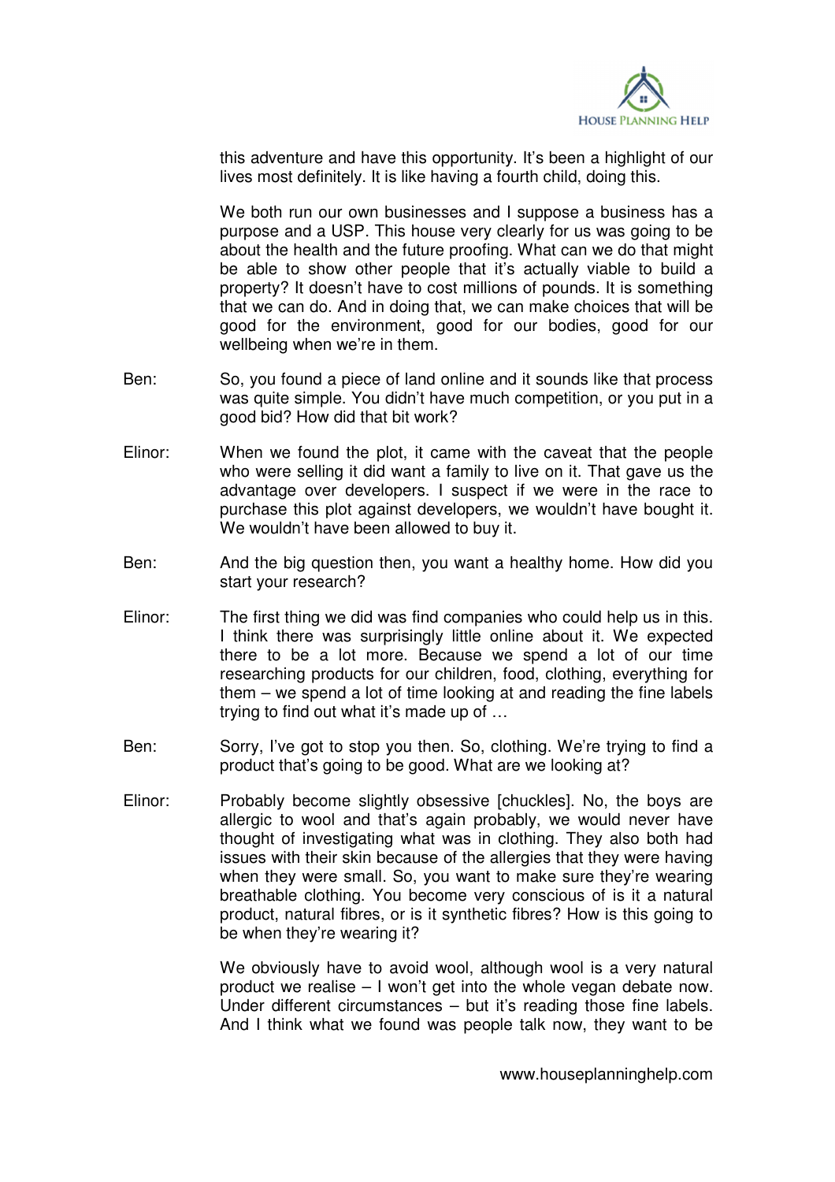this adventure and have this opportunity. It's been a highlight of our lives most definitely. It is like having a fourth child, doing this.

We both run our own businesses and I suppose a business has a purpose and a USP. This house very clearly for us was going to be about the health and the future proofing. What can we do that might be able to show other people that it's actually viable to build a property? It doesn't have to cost millions of pounds. It is something that we can do. And in doing that, we can make choices that will be good for the environment, good for our bodies, good for our wellbeing when we're in them.

Ben: So, you found a piece of land online and it sounds like that process was quite simple. You didn't have much competition, or you put in a good bid? How did that bit work?

Elinor: When we found the plot, it came with the caveat that the people who were selling it did want a family to live on it. That gave us the advantage over developers. I suspect if we were in the race to purchase this plot against developers, we wouldn't have bought it. We wouldn't have been allowed to buy it.

Ben: And the big question then, you want a healthy home. How did you start your research?

Elinor: The first thing we did was find companies who could help us in this. I think there was surprisingly little online about it. We expected there to be a lot more. Because we spend a lot of our time researching products for our children, food, clothing, everything for them – we spend a lot of time looking at and reading the fine labels trying to find out what it's made up of …

Ben: Sorry, I've got to stop you then. So, clothing. We're trying to find a product that's going to be good. What are we looking at?

Elinor: Probably become slightly obsessive [chuckles]. No, the boys are allergic to wool and that's again probably, we would never have thought of investigating what was in clothing. They also both had issues with their skin because of the allergies that they were having when they were small. So, you want to make sure they're wearing breathable clothing. You become very conscious of is it a natural product, natural fibres, or is it synthetic fibres? How is this going to be when they're wearing it?

We obviously have to avoid wool, although wool is a very natural product we realise – I won't get into the whole vegan debate now. Under different circumstances – but it's reading those fine labels. And I think what we found was people talk now, they want to be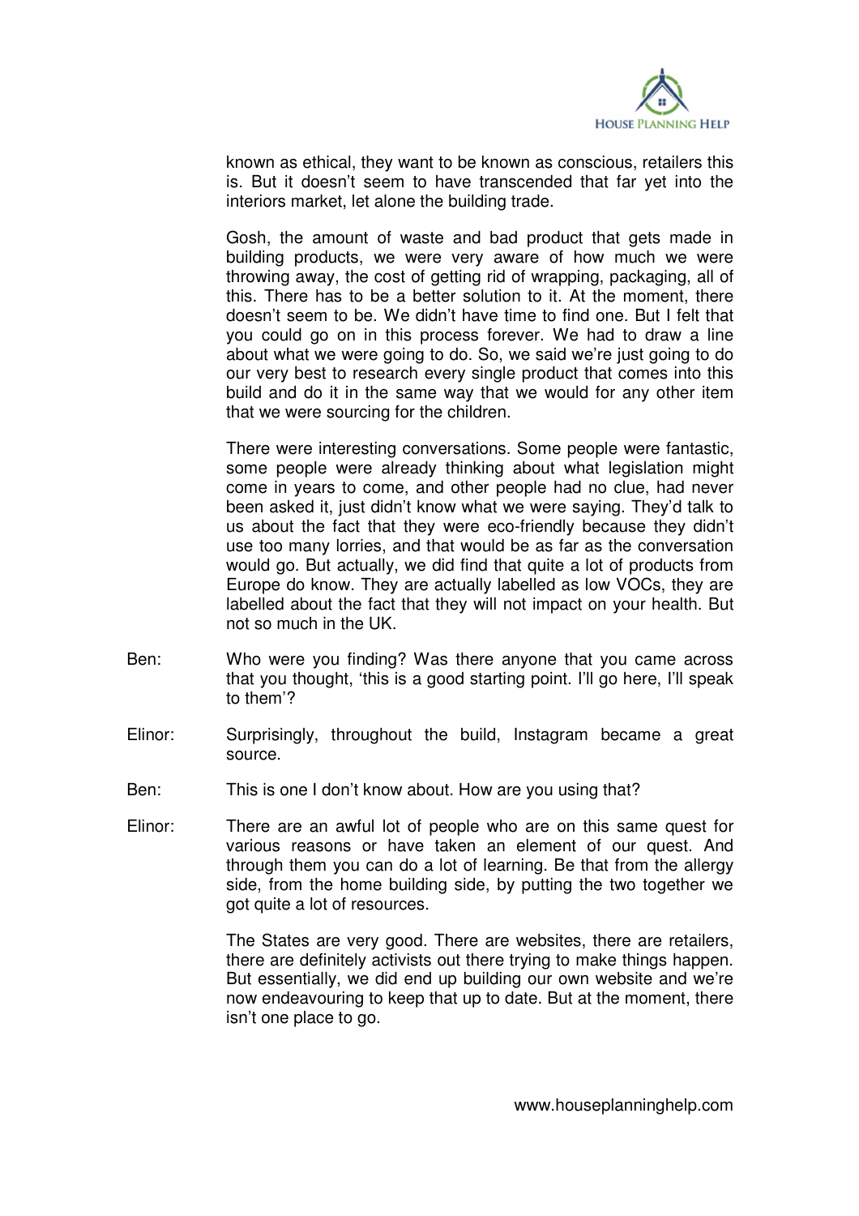known as ethical, they want to be known as conscious, retailers this is. But it doesn't seem to have transcended that far yet into the interiors market, let alone the building trade.

Gosh, the amount of waste and bad product that gets made in building products, we were very aware of how much we were throwing away, the cost of getting rid of wrapping, packaging, all of this. There has to be a better solution to it. At the moment, there doesn't seem to be. We didn't have time to find one. But I felt that you could go on in this process forever. We had to draw a line about what we were going to do. So, we said we're just going to do our very best to research every single product that comes into this build and do it in the same way that we would for any other item that we were sourcing for the children.

There were interesting conversations. Some people were fantastic, some people were already thinking about what legislation might come in years to come, and other people had no clue, had never been asked it, just didn't know what we were saying. They'd talk to us about the fact that they were eco-friendly because they didn't use too many lorries, and that would be as far as the conversation would go. But actually, we did find that quite a lot of products from Europe do know. They are actually labelled as low VOCs, they are labelled about the fact that they will not impact on your health. But not so much in the UK.

Ben: Who were you finding? Was there anyone that you came across that you thought, 'this is a good starting point. I'll go here, I'll speak to them'?

Elinor: Surprisingly, throughout the build, Instagram became a great source.

Ben: This is one I don't know about. How are you using that?

Elinor: There are an awful lot of people who are on this same quest for various reasons or have taken an element of our quest. And through them you can do a lot of learning. Be that from the allergy side, from the home building side, by putting the two together we got quite a lot of resources.

The States are very good. There are websites, there are retailers, there are definitely activists out there trying to make things happen. But essentially, we did end up building our own website and we're now endeavouring to keep that up to date. But at the moment, there isn't one place to go.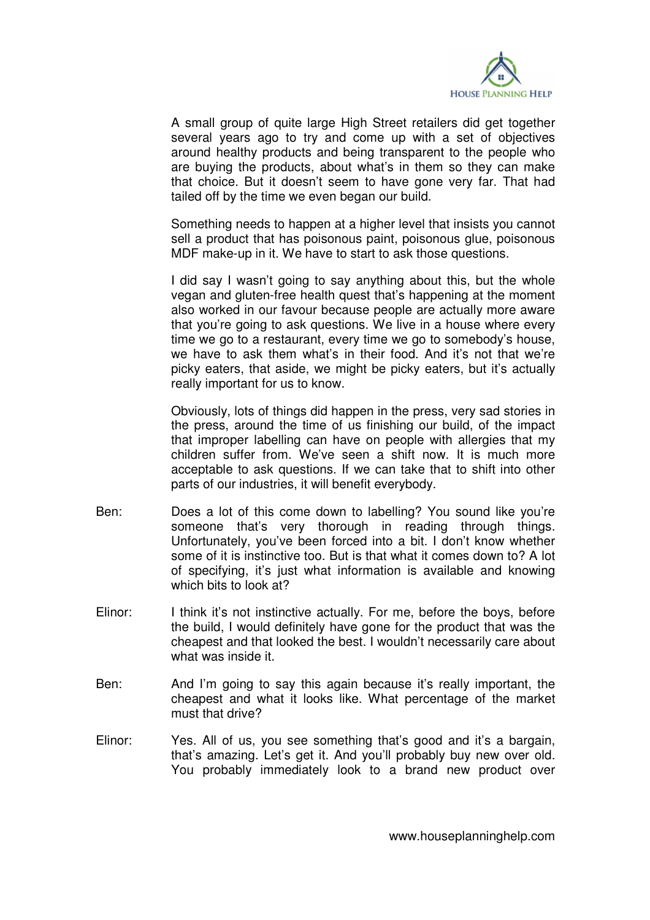A small group of quite large High Street retailers did get together several years ago to try and come up with a set of objectives around healthy products and being transparent to the people who are buying the products, about what's in them so they can make that choice. But it doesn't seem to have gone very far. That had tailed off by the time we even began our build.

Something needs to happen at a higher level that insists you cannot sell a product that has poisonous paint, poisonous glue, poisonous MDF make-up in it. We have to start to ask those questions.

I did say I wasn't going to say anything about this, but the whole vegan and gluten-free health quest that's happening at the moment also worked in our favour because people are actually more aware that you're going to ask questions. We live in a house where every time we go to a restaurant, every time we go to somebody's house, we have to ask them what's in their food. And it's not that we're picky eaters, that aside, we might be picky eaters, but it's actually really important for us to know.

Obviously, lots of things did happen in the press, very sad stories in the press, around the time of us finishing our build, of the impact that improper labelling can have on people with allergies that my children suffer from. We've seen a shift now. It is much more acceptable to ask questions. If we can take that to shift into other parts of our industries, it will benefit everybody.

Ben: Does a lot of this come down to labelling? You sound like you're someone that's very thorough in reading through things. Unfortunately, you've been forced into a bit. I don't know whether some of it is instinctive too. But is that what it comes down to? A lot of specifying, it's just what information is available and knowing which bits to look at?

Elinor: I think it's not instinctive actually. For me, before the boys, before the build, I would definitely have gone for the product that was the cheapest and that looked the best. I wouldn't necessarily care about what was inside it.

Ben: And I'm going to say this again because it's really important, the cheapest and what it looks like. What percentage of the market must that drive?

Elinor: Yes. All of us, you see something that's good and it's a bargain, that's amazing. Let's get it. And you'll probably buy new over old. You probably immediately look to a brand new product over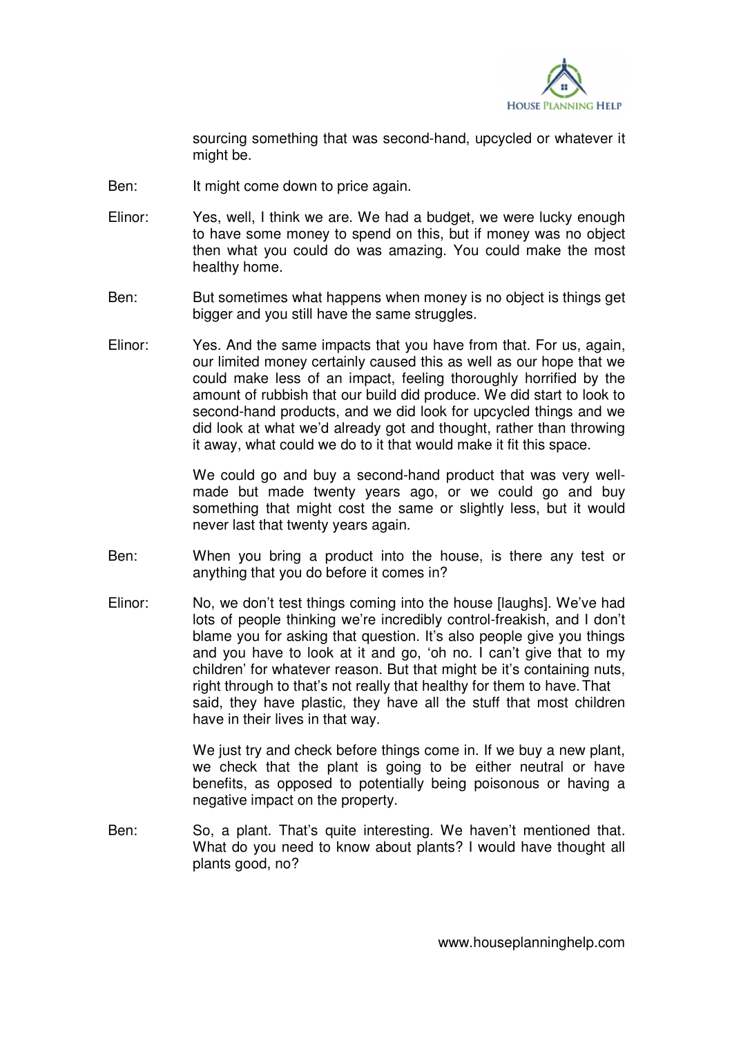sourcing something that was second-hand, upcycled or whatever it might be.

Ben: It might come down to price again.

Elinor: Yes, well, I think we are. We had a budget, we were lucky enough to have some money to spend on this, but if money was no object then what you could do was amazing. You could make the most healthy home.

Ben: But sometimes what happens when money is no object is things get bigger and you still have the same struggles.

Elinor: Yes. And the same impacts that you have from that. For us, again, our limited money certainly caused this as well as our hope that we could make less of an impact, feeling thoroughly horrified by the amount of rubbish that our build did produce. We did start to look to second-hand products, and we did look for upcycled things and we did look at what we'd already got and thought, rather than throwing it away, what could we do to it that would make it fit this space.

We could go and buy a second-hand product that was very well-made but made twenty years ago, or we could go and buy something that might cost the same or slightly less, but it would never last that twenty years again.

Ben: When you bring a product into the house, is there any test or anything that you do before it comes in?

Elinor: No, we don't test things coming into the house [laughs]. We've had lots of people thinking we're incredibly control-freakish, and I don't blame you for asking that question. It's also people give you things and you have to look at it and go, 'oh no. I can't give that to my children' for whatever reason. But that might be it's containing nuts, right through to that's not really that healthy for them to have. That said, they have plastic, they have all the stuff that most children have in their lives in that way.

We just try and check before things come in. If we buy a new plant, we check that the plant is going to be either neutral or have benefits, as opposed to potentially being poisonous or having a negative impact on the property.

Ben: So, a plant. That's quite interesting. We haven't mentioned that. What do you need to know about plants? I would have thought all plants good, no?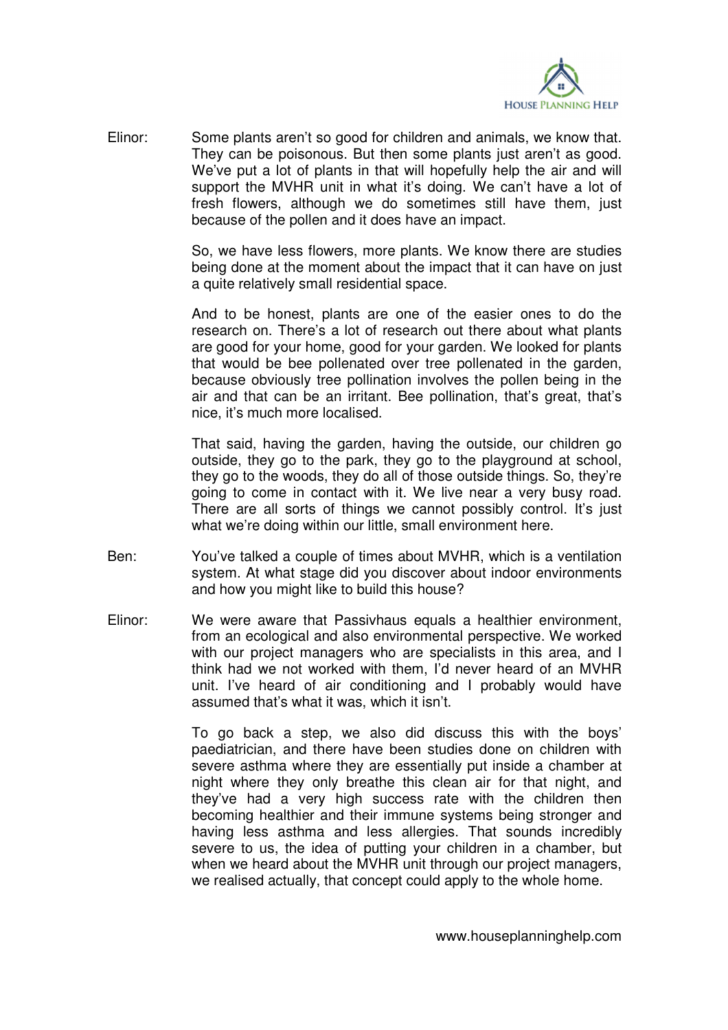Elinor: Some plants aren't so good for children and animals, we know that. They can be poisonous. But then some plants just aren't as good. We've put a lot of plants in that will hopefully help the air and will support the MVHR unit in what it's doing. We can't have a lot of fresh flowers, although we do sometimes still have them, just because of the pollen and it does have an impact.

So, we have less flowers, more plants. We know there are studies being done at the moment about the impact that it can have on just a quite relatively small residential space.

And to be honest, plants are one of the easier ones to do the research on. There's a lot of research out there about what plants are good for your home, good for your garden. We looked for plants that would be bee pollenated over tree pollenated in the garden, because obviously tree pollination involves the pollen being in the air and that can be an irritant. Bee pollination, that's great, that's nice, it's much more localised.

That said, having the garden, having the outside, our children go outside, they go to the park, they go to the playground at school, they go to the woods, they do all of those outside things. So, they're going to come in contact with it. We live near a very busy road. There are all sorts of things we cannot possibly control. It's just what we're doing within our little, small environment here.

Ben: You've talked a couple of times about MVHR, which is a ventilation system. At what stage did you discover about indoor environments and how you might like to build this house?

Elinor: We were aware that Passivhaus equals a healthier environment, from an ecological and also environmental perspective. We worked with our project managers who are specialists in this area, and I think had we not worked with them, I'd never heard of an MVHR unit. I've heard of air conditioning and I probably would have assumed that's what it was, which it isn't.

To go back a step, we also did discuss this with the boys' paediatrician, and there have been studies done on children with severe asthma where they are essentially put inside a chamber at night where they only breathe this clean air for that night, and they've had a very high success rate with the children then becoming healthier and their immune systems being stronger and having less asthma and less allergies. That sounds incredibly severe to us, the idea of putting your children in a chamber, but when we heard about the MVHR unit through our project managers, we realised actually, that concept could apply to the whole home.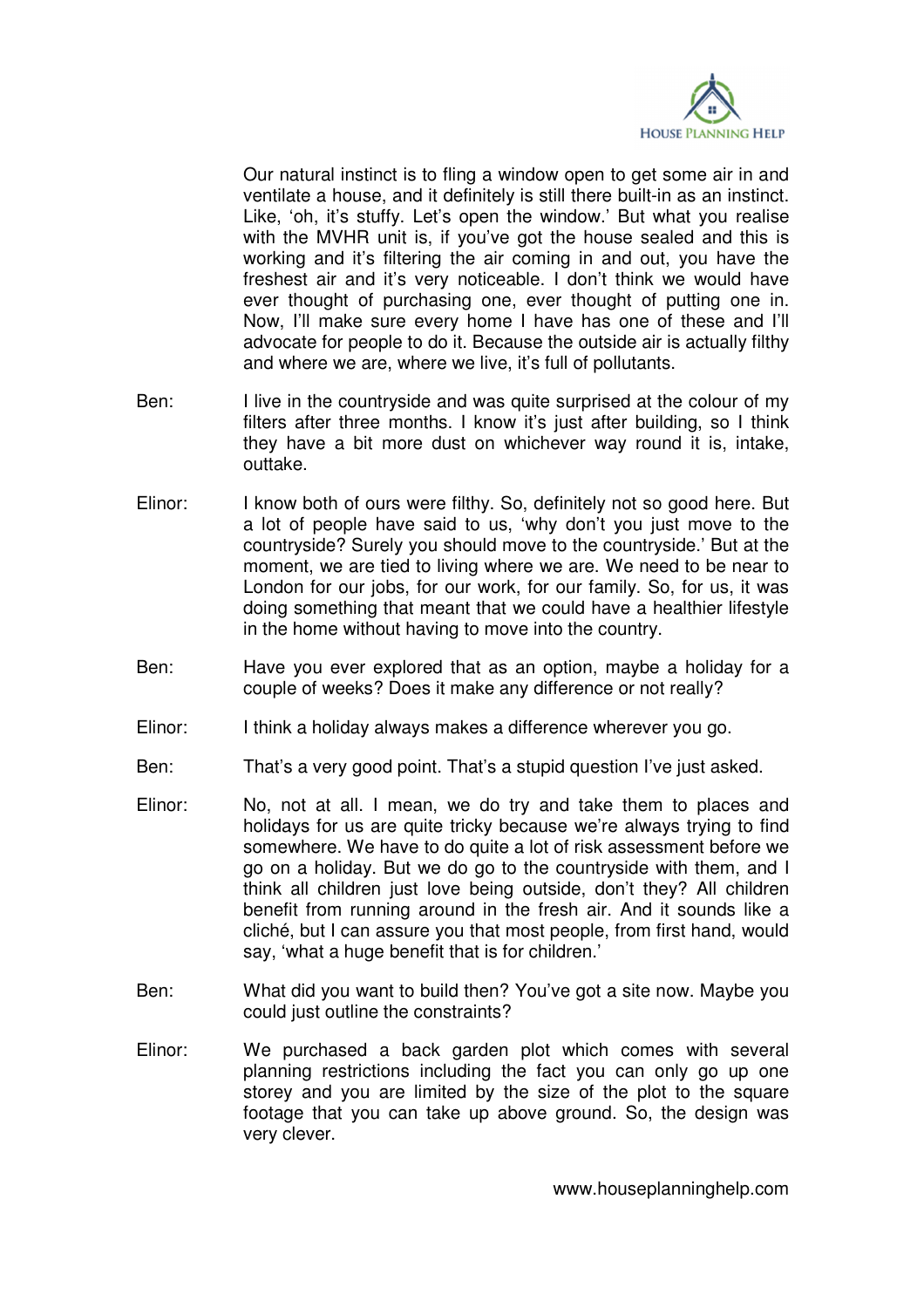Our natural instinct is to fling a window open to get some air in and ventilate a house, and it definitely is still there built-in as an instinct. Like, 'oh, it's stuffy. Let's open the window.' But what you realise with the MVHR unit is, if you've got the house sealed and this is working and it's filtering the air coming in and out, you have the freshest air and it's very noticeable. I don't think we would have ever thought of purchasing one, ever thought of putting one in. Now, I'll make sure every home I have has one of these and I'll advocate for people to do it. Because the outside air is actually filthy and where we are, where we live, it's full of pollutants.

Ben: I live in the countryside and was quite surprised at the colour of my filters after three months. I know it's just after building, so I think they have a bit more dust on whichever way round it is, intake, outtake.

Elinor: I know both of ours were filthy. So, definitely not so good here. But a lot of people have said to us, 'why don't you just move to the countryside? Surely you should move to the countryside.' But at the moment, we are tied to living where we are. We need to be near to London for our jobs, for our work, for our family. So, for us, it was doing something that meant that we could have a healthier lifestyle in the home without having to move into the country.

Ben: Have you ever explored that as an option, maybe a holiday for a couple of weeks? Does it make any difference or not really?

Elinor: I think a holiday always makes a difference wherever you go.

Ben: That's a very good point. That's a stupid question I've just asked.

Elinor: No, not at all. I mean, we do try and take them to places and holidays for us are quite tricky because we're always trying to find somewhere. We have to do quite a lot of risk assessment before we go on a holiday. But we do go to the countryside with them, and I think all children just love being outside, don't they? All children benefit from running around in the fresh air. And it sounds like a cliché, but I can assure you that most people, from first hand, would say, 'what a huge benefit that is for children.'

Ben: What did you want to build then? You've got a site now. Maybe you could just outline the constraints?

Elinor: We purchased a back garden plot which comes with several planning restrictions including the fact you can only go up one storey and you are limited by the size of the plot to the square footage that you can take up above ground. So, the design was very clever.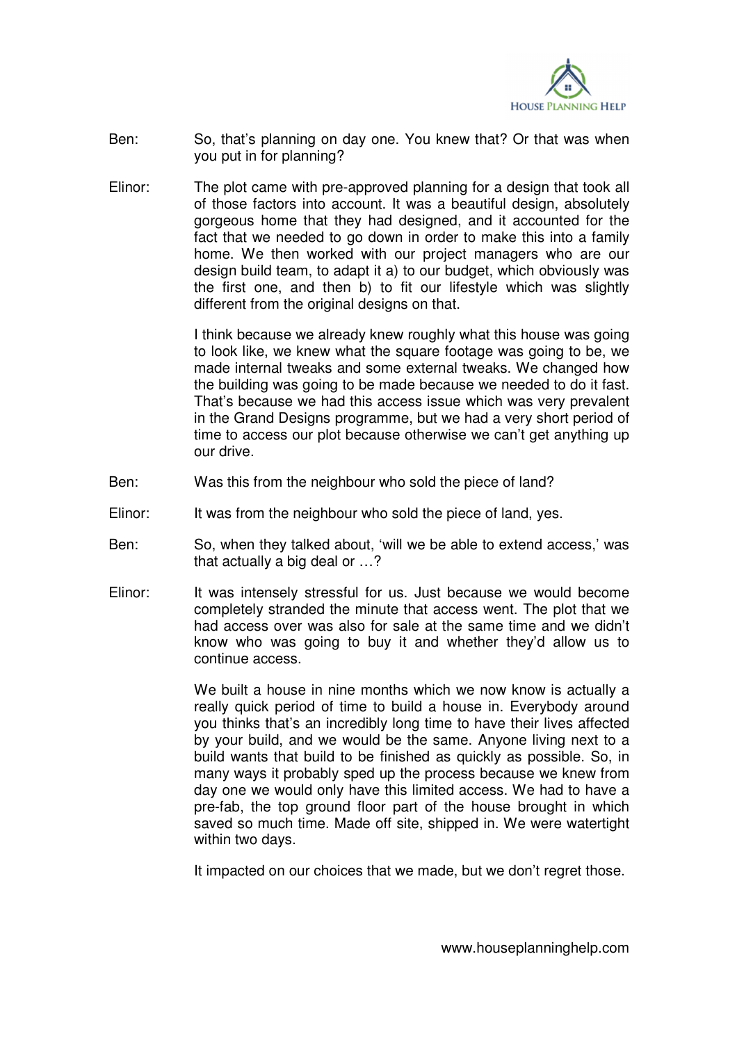Ben: So, that's planning on day one. You knew that? Or that was when you put in for planning?

Elinor: The plot came with pre-approved planning for a design that took all of those factors into account. It was a beautiful design, absolutely gorgeous home that they had designed, and it accounted for the fact that we needed to go down in order to make this into a family home. We then worked with our project managers who are our design build team, to adapt it a) to our budget, which obviously was the first one, and then b) to fit our lifestyle which was slightly different from the original designs on that.

I think because we already knew roughly what this house was going to look like, we knew what the square footage was going to be, we made internal tweaks and some external tweaks. We changed how the building was going to be made because we needed to do it fast. That's because we had this access issue which was very prevalent in the Grand Designs programme, but we had a very short period of time to access our plot because otherwise we can't get anything up our drive.

Ben: Was this from the neighbour who sold the piece of land?

Elinor: It was from the neighbour who sold the piece of land, yes.

Ben: So, when they talked about, 'will we be able to extend access,' was that actually a big deal or …?

Elinor: It was intensely stressful for us. Just because we would become completely stranded the minute that access went. The plot that we had access over was also for sale at the same time and we didn't know who was going to buy it and whether they'd allow us to continue access.

We built a house in nine months which we now know is actually a really quick period of time to build a house in. Everybody around you thinks that's an incredibly long time to have their lives affected by your build, and we would be the same. Anyone living next to a build wants that build to be finished as quickly as possible. So, in many ways it probably sped up the process because we knew from day one we would only have this limited access. We had to have a pre-fab, the top ground floor part of the house brought in which saved so much time. Made off site, shipped in. We were watertight within two days.

It impacted on our choices that we made, but we don't regret those.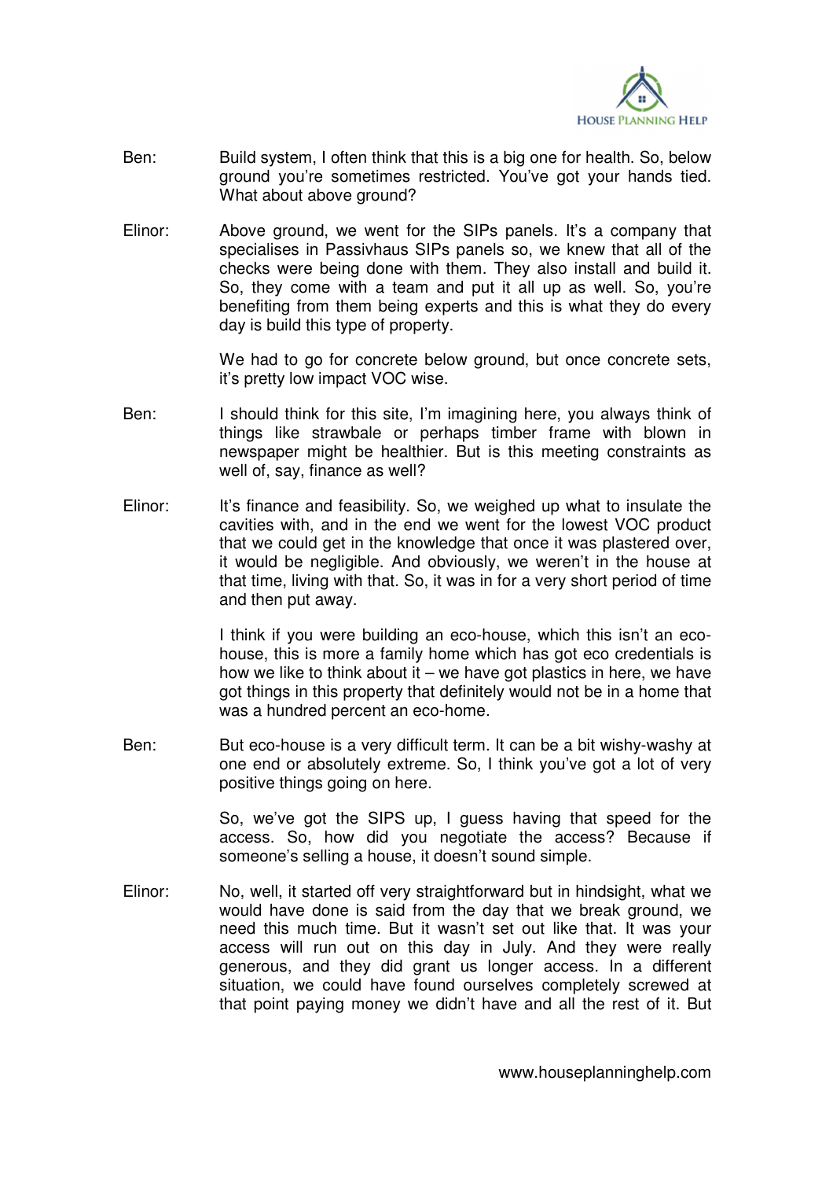Ben: Build system, I often think that this is a big one for health. So, below ground you're sometimes restricted. You've got your hands tied. What about above ground?

Elinor: Above ground, we went for the SIPs panels. It's a company that specialises in Passivhaus SIPs panels so, we knew that all of the checks were being done with them. They also install and build it. So, they come with a team and put it all up as well. So, you're benefiting from them being experts and this is what they do every day is build this type of property.

We had to go for concrete below ground, but once concrete sets, it's pretty low impact VOC wise.

Ben: I should think for this site, I'm imagining here, you always think of things like strawbale or perhaps timber frame with blown in newspaper might be healthier. But is this meeting constraints as well of, say, finance as well?

Elinor: It's finance and feasibility. So, we weighed up what to insulate the cavities with, and in the end we went for the lowest VOC product that we could get in the knowledge that once it was plastered over, it would be negligible. And obviously, we weren't in the house at that time, living with that. So, it was in for a very short period of time and then put away.

I think if you were building an eco-house, which this isn't an eco-house, this is more a family home which has got eco credentials is how we like to think about it – we have got plastics in here, we have got things in this property that definitely would not be in a home that was a hundred percent an eco-home.

Ben: But eco-house is a very difficult term. It can be a bit wishy-washy at one end or absolutely extreme. So, I think you've got a lot of very positive things going on here.

So, we've got the SIPS up, I guess having that speed for the access. So, how did you negotiate the access? Because if someone's selling a house, it doesn't sound simple.

Elinor: No, well, it started off very straightforward but in hindsight, what we would have done is said from the day that we break ground, we need this much time. But it wasn't set out like that. It was your access will run out on this day in July. And they were really generous, and they did grant us longer access. In a different situation, we could have found ourselves completely screwed at that point paying money we didn't have and all the rest of it. But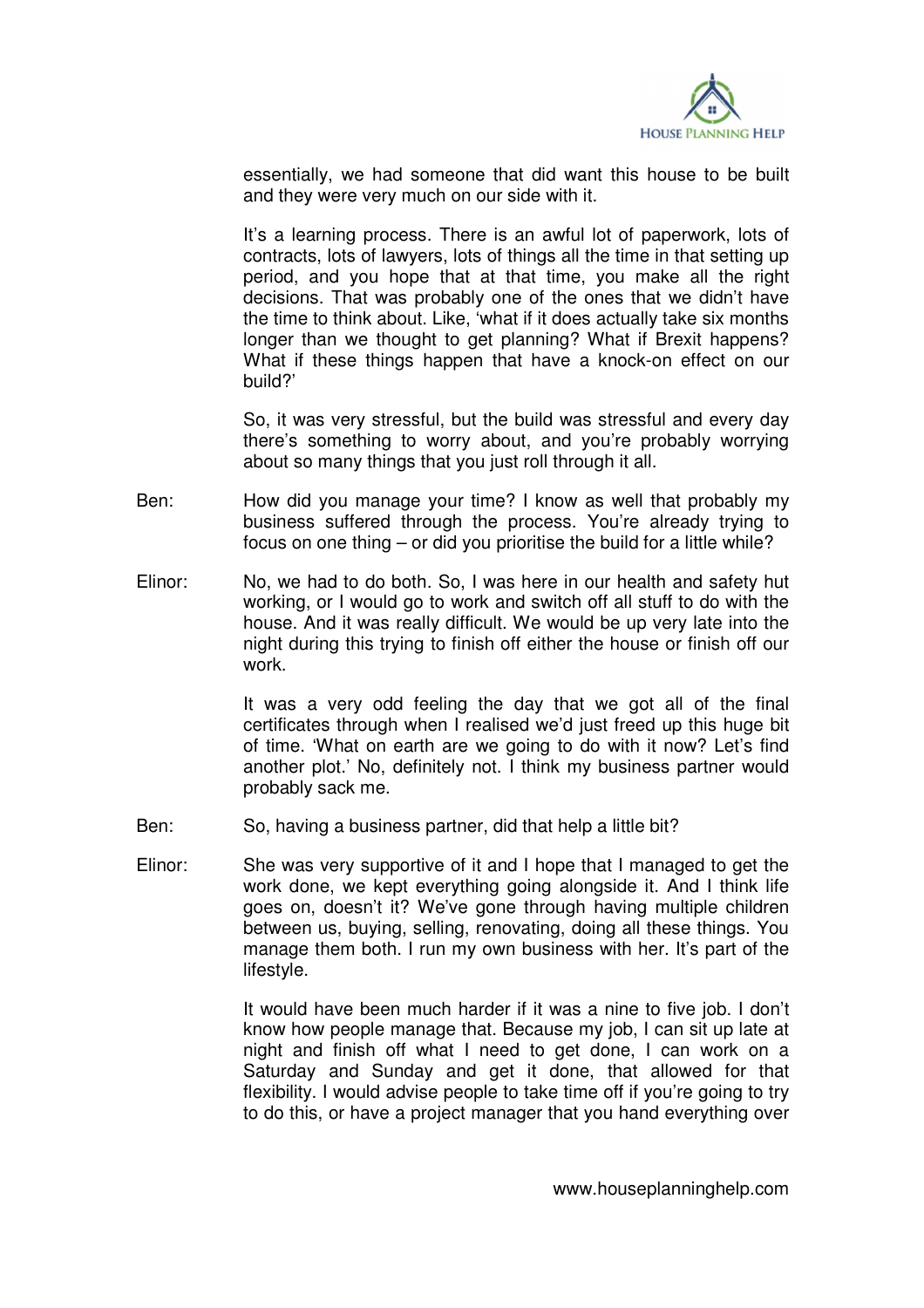essentially, we had someone that did want this house to be built and they were very much on our side with it.

It's a learning process. There is an awful lot of paperwork, lots of contracts, lots of lawyers, lots of things all the time in that setting up period, and you hope that at that time, you make all the right decisions. That was probably one of the ones that we didn't have the time to think about. Like, 'what if it does actually take six months longer than we thought to get planning? What if Brexit happens? What if these things happen that have a knock-on effect on our build?'

So, it was very stressful, but the build was stressful and every day there's something to worry about, and you're probably worrying about so many things that you just roll through it all.

Ben: How did you manage your time? I know as well that probably my business suffered through the process. You're already trying to focus on one thing – or did you prioritise the build for a little while?

Elinor: No, we had to do both. So, I was here in our health and safety hut working, or I would go to work and switch off all stuff to do with the house. And it was really difficult. We would be up very late into the night during this trying to finish off either the house or finish off our work.

It was a very odd feeling the day that we got all of the final certificates through when I realised we'd just freed up this huge bit of time. 'What on earth are we going to do with it now? Let's find another plot.' No, definitely not. I think my business partner would probably sack me.

Ben: So, having a business partner, did that help a little bit?

Elinor: She was very supportive of it and I hope that I managed to get the work done, we kept everything going alongside it. And I think life goes on, doesn't it? We've gone through having multiple children between us, buying, selling, renovating, doing all these things. You manage them both. I run my own business with her. It's part of the lifestyle.

It would have been much harder if it was a nine to five job. I don't know how people manage that. Because my job, I can sit up late at night and finish off what I need to get done, I can work on a Saturday and Sunday and get it done, that allowed for that flexibility. I would advise people to take time off if you're going to try to do this, or have a project manager that you hand everything over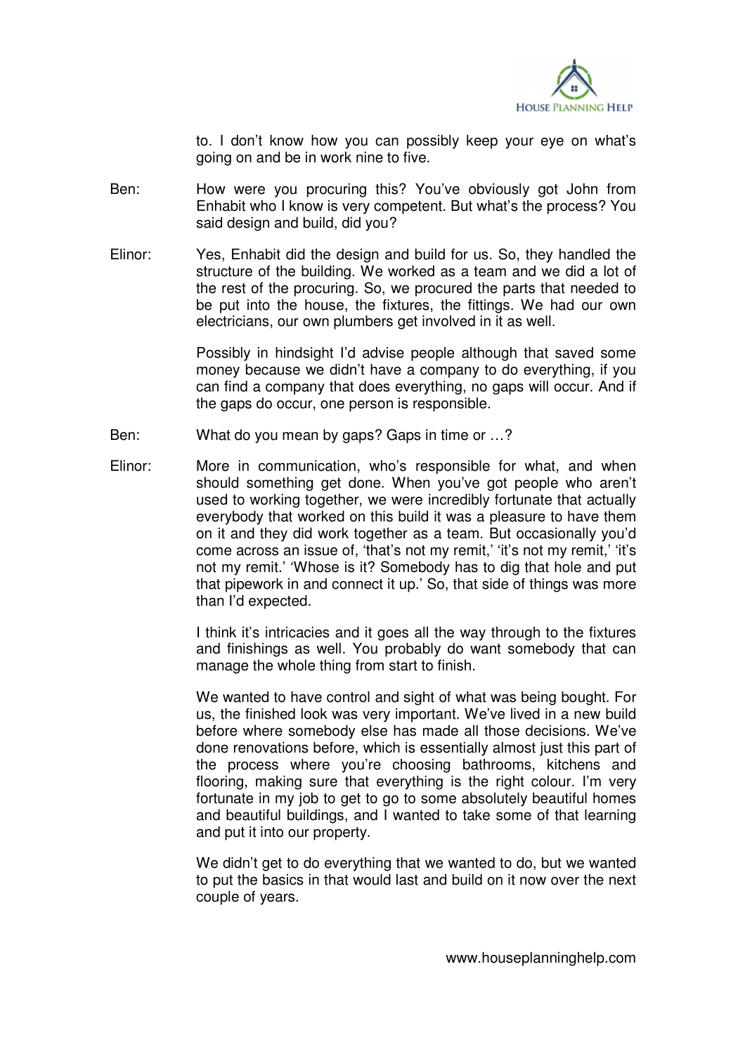to. I don't know how you can possibly keep your eye on what's going on and be in work nine to five.

Ben: How were you procuring this? You've obviously got John from Enhabit who I know is very competent. But what's the process? You said design and build, did you?

Elinor: Yes, Enhabit did the design and build for us. So, they handled the structure of the building. We worked as a team and we did a lot of the rest of the procuring. So, we procured the parts that needed to be put into the house, the fixtures, the fittings. We had our own electricians, our own plumbers get involved in it as well.

Possibly in hindsight I'd advise people although that saved some money because we didn't have a company to do everything, if you can find a company that does everything, no gaps will occur. And if the gaps do occur, one person is responsible.

Ben: What do you mean by gaps? Gaps in time or …?

Elinor: More in communication, who's responsible for what, and when should something get done. When you've got people who aren't used to working together, we were incredibly fortunate that actually everybody that worked on this build it was a pleasure to have them on it and they did work together as a team. But occasionally you'd come across an issue of, 'that's not my remit,' 'it's not my remit,' 'it's not my remit.' 'Whose is it? Somebody has to dig that hole and put that pipework in and connect it up.' So, that side of things was more than I'd expected.

I think it's intricacies and it goes all the way through to the fixtures and finishings as well. You probably do want somebody that can manage the whole thing from start to finish.

We wanted to have control and sight of what was being bought. For us, the finished look was very important. We've lived in a new build before where somebody else has made all those decisions. We've done renovations before, which is essentially almost just this part of the process where you're choosing bathrooms, kitchens and flooring, making sure that everything is the right colour. I'm very fortunate in my job to get to go to some absolutely beautiful homes and beautiful buildings, and I wanted to take some of that learning and put it into our property.

We didn't get to do everything that we wanted to do, but we wanted to put the basics in that would last and build on it now over the next couple of years.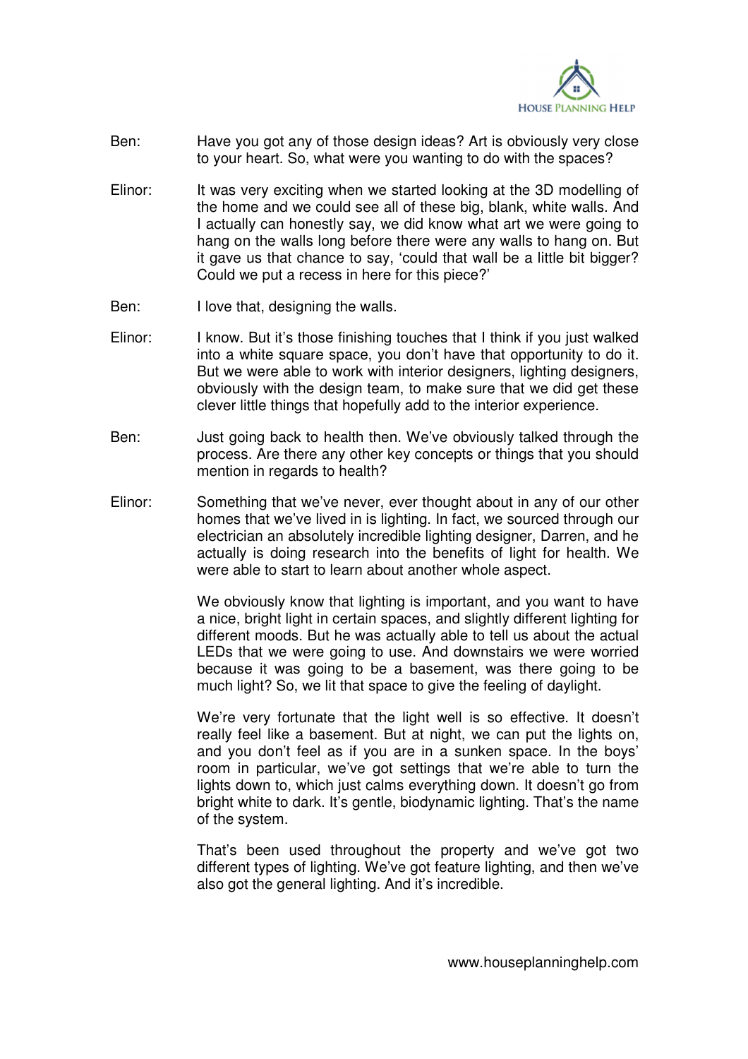Ben: Have you got any of those design ideas? Art is obviously very close to your heart. So, what were you wanting to do with the spaces?

Elinor: It was very exciting when we started looking at the 3D modelling of the home and we could see all of these big, blank, white walls. And I actually can honestly say, we did know what art we were going to hang on the walls long before there were any walls to hang on. But it gave us that chance to say, 'could that wall be a little bit bigger? Could we put a recess in here for this piece?'

Ben: I love that, designing the walls.

Elinor: I know. But it's those finishing touches that I think if you just walked into a white square space, you don't have that opportunity to do it. But we were able to work with interior designers, lighting designers, obviously with the design team, to make sure that we did get these clever little things that hopefully add to the interior experience.

Ben: Just going back to health then. We've obviously talked through the process. Are there any other key concepts or things that you should mention in regards to health?

Elinor: Something that we've never, ever thought about in any of our other homes that we've lived in is lighting. In fact, we sourced through our electrician an absolutely incredible lighting designer, Darren, and he actually is doing research into the benefits of light for health. We were able to start to learn about another whole aspect.

We obviously know that lighting is important, and you want to have a nice, bright light in certain spaces, and slightly different lighting for different moods. But he was actually able to tell us about the actual LEDs that we were going to use. And downstairs we were worried because it was going to be a basement, was there going to be much light? So, we lit that space to give the feeling of daylight.

We're very fortunate that the light well is so effective. It doesn't really feel like a basement. But at night, we can put the lights on, and you don't feel as if you are in a sunken space. In the boys' room in particular, we've got settings that we're able to turn the lights down to, which just calms everything down. It doesn't go from bright white to dark. It's gentle, biodynamic lighting. That's the name of the system.

That's been used throughout the property and we've got two different types of lighting. We've got feature lighting, and then we've also got the general lighting. And it's incredible.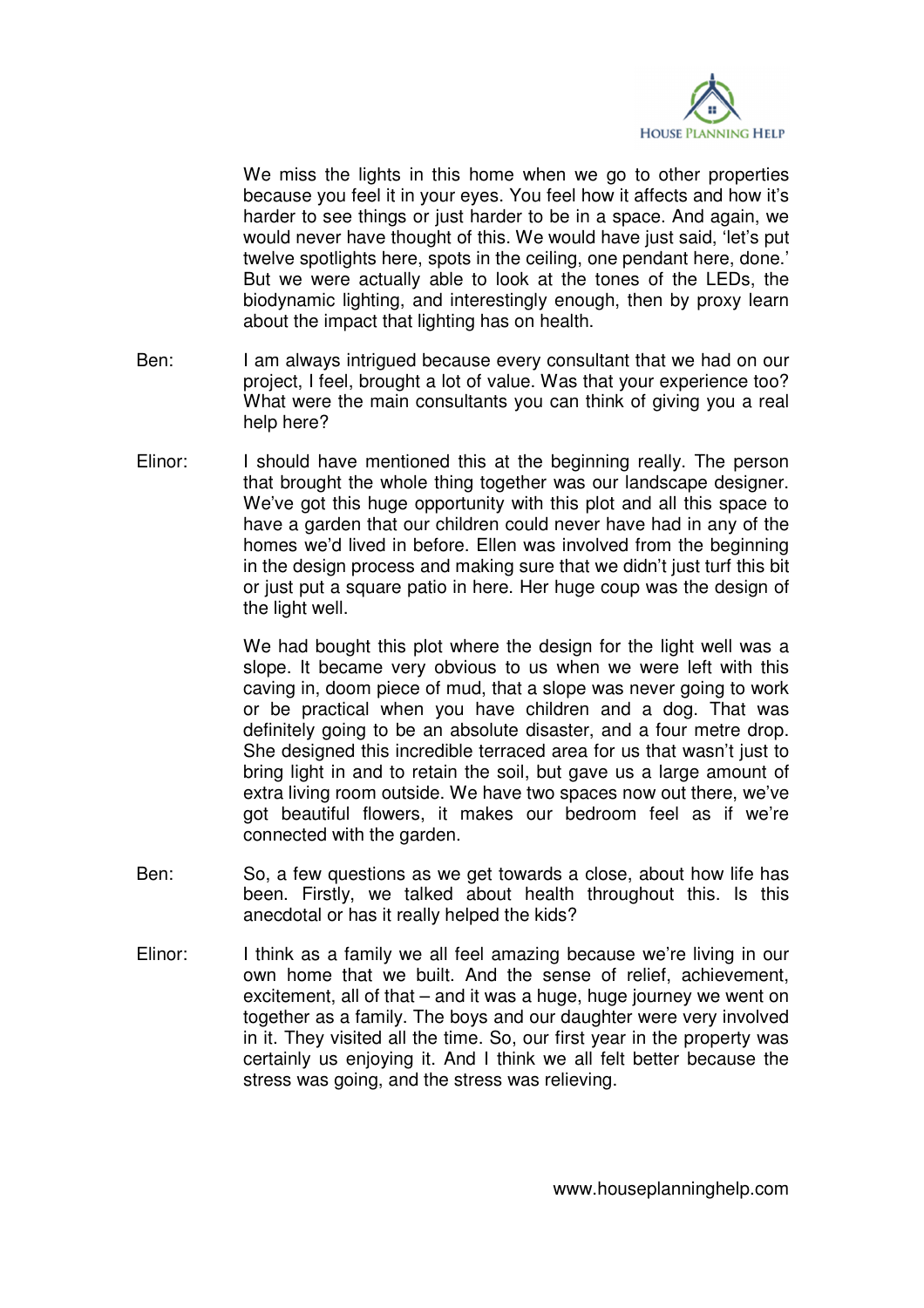We miss the lights in this home when we go to other properties because you feel it in your eyes. You feel how it affects and how it's harder to see things or just harder to be in a space. And again, we would never have thought of this. We would have just said, 'let's put twelve spotlights here, spots in the ceiling, one pendant here, done.' But we were actually able to look at the tones of the LEDs, the biodynamic lighting, and interestingly enough, then by proxy learn about the impact that lighting has on health.

Ben: I am always intrigued because every consultant that we had on our project, I feel, brought a lot of value. Was that your experience too? What were the main consultants you can think of giving you a real help here?

Elinor: I should have mentioned this at the beginning really. The person that brought the whole thing together was our landscape designer. We've got this huge opportunity with this plot and all this space to have a garden that our children could never have had in any of the homes we'd lived in before. Ellen was involved from the beginning in the design process and making sure that we didn't just turf this bit or just put a square patio in here. Her huge coup was the design of the light well.

We had bought this plot where the design for the light well was a slope. It became very obvious to us when we were left with this caving in, doom piece of mud, that a slope was never going to work or be practical when you have children and a dog. That was definitely going to be an absolute disaster, and a four metre drop. She designed this incredible terraced area for us that wasn't just to bring light in and to retain the soil, but gave us a large amount of extra living room outside. We have two spaces now out there, we've got beautiful flowers, it makes our bedroom feel as if we're connected with the garden.

Ben: So, a few questions as we get towards a close, about how life has been. Firstly, we talked about health throughout this. Is this anecdotal or has it really helped the kids?

Elinor: I think as a family we all feel amazing because we're living in our own home that we built. And the sense of relief, achievement, excitement, all of that – and it was a huge, huge journey we went on together as a family. The boys and our daughter were very involved in it. They visited all the time. So, our first year in the property was certainly us enjoying it. And I think we all felt better because the stress was going, and the stress was relieving.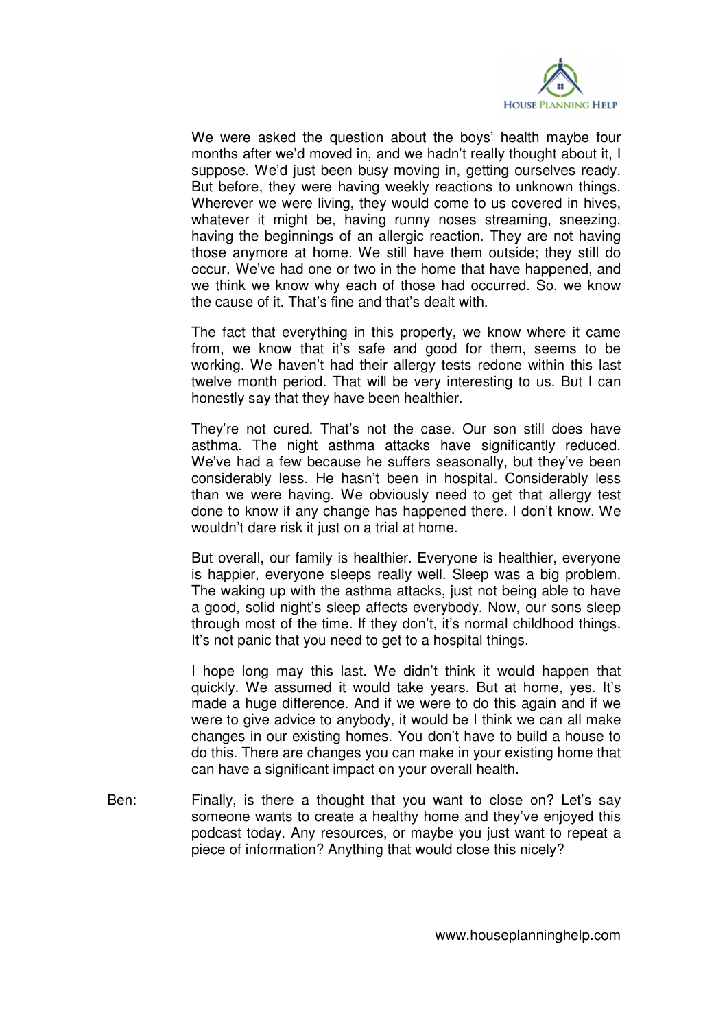We were asked the question about the boys' health maybe four months after we'd moved in, and we hadn't really thought about it, I suppose. We'd just been busy moving in, getting ourselves ready. But before, they were having weekly reactions to unknown things. Wherever we were living, they would come to us covered in hives, whatever it might be, having runny noses streaming, sneezing, having the beginnings of an allergic reaction. They are not having those anymore at home. We still have them outside; they still do occur. We've had one or two in the home that have happened, and we think we know why each of those had occurred. So, we know the cause of it. That's fine and that's dealt with.

The fact that everything in this property, we know where it came from, we know that it's safe and good for them, seems to be working. We haven't had their allergy tests redone within this last twelve month period. That will be very interesting to us. But I can honestly say that they have been healthier.

They're not cured. That's not the case. Our son still does have asthma. The night asthma attacks have significantly reduced. We've had a few because he suffers seasonally, but they've been considerably less. He hasn't been in hospital. Considerably less than we were having. We obviously need to get that allergy test done to know if any change has happened there. I don't know. We wouldn't dare risk it just on a trial at home.

But overall, our family is healthier. Everyone is healthier, everyone is happier, everyone sleeps really well. Sleep was a big problem. The waking up with the asthma attacks, just not being able to have a good, solid night's sleep affects everybody. Now, our sons sleep through most of the time. If they don't, it's normal childhood things. It's not panic that you need to get to a hospital things.

I hope long may this last. We didn't think it would happen that quickly. We assumed it would take years. But at home, yes. It's made a huge difference. And if we were to do this again and if we were to give advice to anybody, it would be I think we can all make changes in our existing homes. You don't have to build a house to do this. There are changes you can make in your existing home that can have a significant impact on your overall health.

Ben: Finally, is there a thought that you want to close on? Let's say someone wants to create a healthy home and they've enjoyed this podcast today. Any resources, or maybe you just want to repeat a piece of information? Anything that would close this nicely?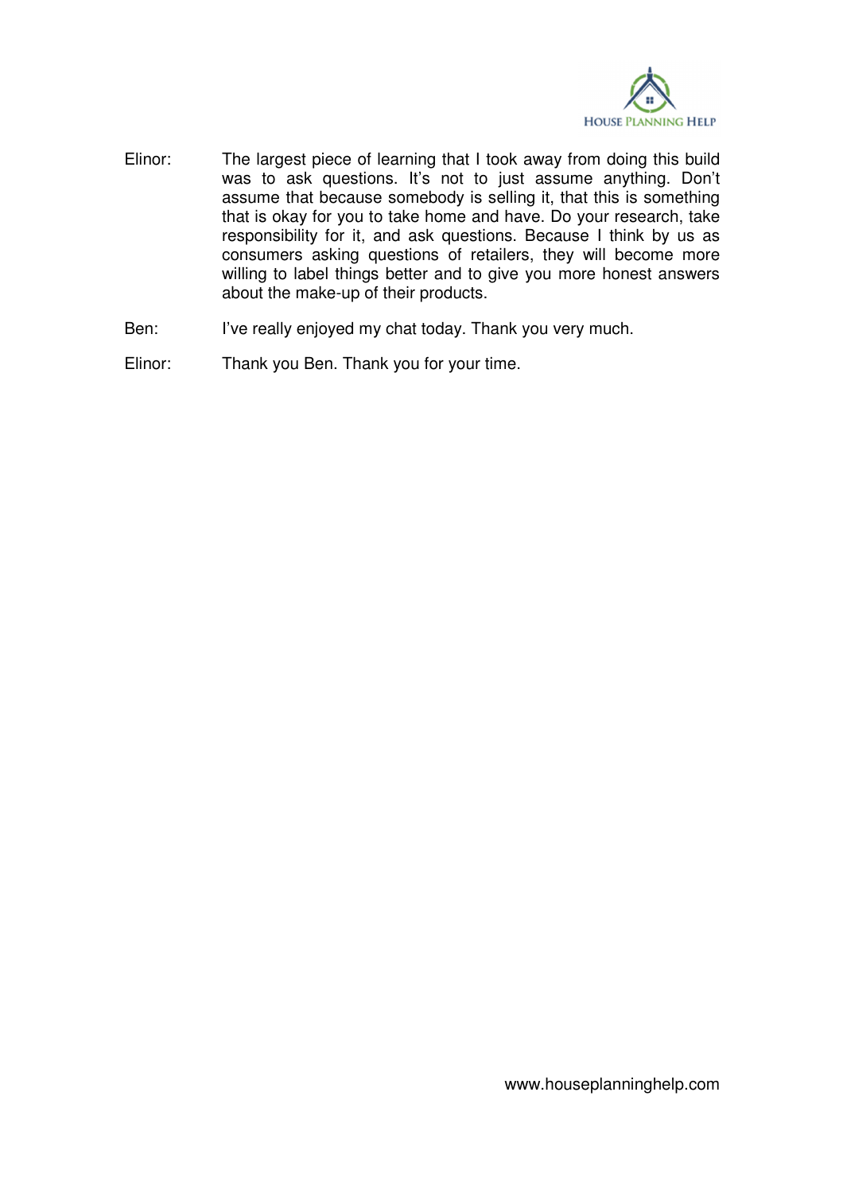Elinor: The largest piece of learning that I took away from doing this build was to ask questions. It's not to just assume anything. Don't assume that because somebody is selling it, that this is something that is okay for you to take home and have. Do your research, take responsibility for it, and ask questions. Because I think by us as consumers asking questions of retailers, they will become more willing to label things better and to give you more honest answers about the make-up of their products.

Ben: I've really enjoyed my chat today. Thank you very much.

Elinor: Thank you Ben. Thank you for your time.